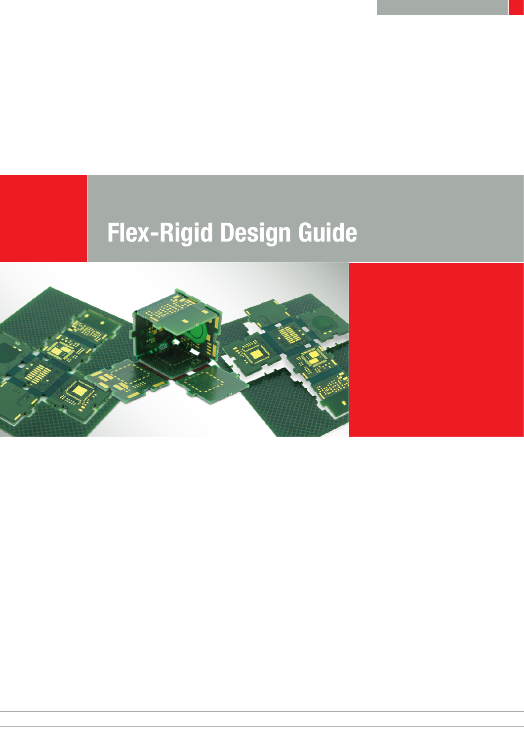# Flex-Rigid Design Guide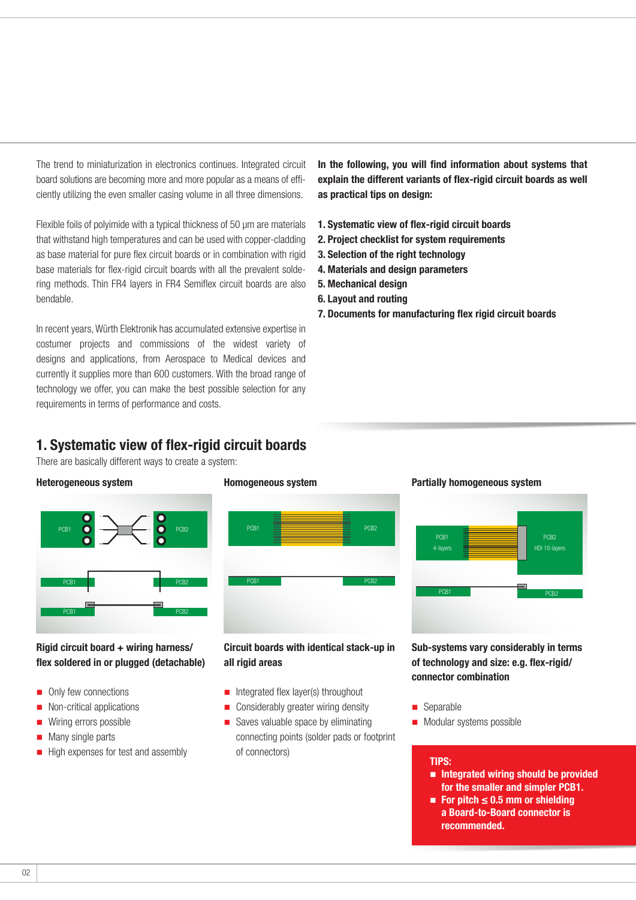The trend to miniaturization in electronics continues. Integrated circuit board solutions are becoming more and more popular as a means of efficiently utilizing the even smaller casing volume in all three dimensions.

Flexible foils of polyimide with a typical thickness of 50 µm are materials that withstand high temperatures and can be used with copper-cladding as base material for pure flex circuit boards or in combination with rigid base materials for flex-rigid circuit boards with all the prevalent soldering methods. Thin FR4 layers in FR4 Semiflex circuit boards are also bendable.

In recent years, Würth Elektronik has accumulated extensive expertise in costumer projects and commissions of the widest variety of designs and applications, from Aerospace to Medical devices and currently it supplies more than 600 customers. With the broad range of technology we offer, you can make the best possible selection for any requirements in terms of performance and costs.

**In the following, you will find information about systems that explain the different variants of flex-rigid circuit boards as well as practical tips on design:**

1. **Systematic view of flex-rigid circuit boards**
2. **Project checklist for system requirements**
3. **Selection of the right technology**
4. **Materials and design parameters**
5. **Mechanical design**
6. **Layout and routing**
7. **Documents for manufacturing flex rigid circuit boards**

## 1. Systematic view of flex-rigid circuit boards

There are basically different ways to create a system:

### Heterogeneous system

**Rigid circuit board + wiring harness/ flex soldered in or plugged (detachable)**

- Only few connections
- Non-critical applications
- Wiring errors possible
- Many single parts
- High expenses for test and assembly

### Homogeneous system

**Circuit boards with identical stack-up in all rigid areas**

- Integrated flex layer(s) throughout
- Considerably greater wiring density
- Saves valuable space by eliminating connecting points (solder pads or footprint of connectors)

### Partially homogeneous system

**Sub-systems vary considerably in terms of technology and size: e.g. flex-rigid/ connector combination**

- Separable
- Modular systems possible

**TIPS:**

- **Integrated wiring should be provided for the smaller and simpler PCB1.**
- **For pitch ≤ 0.5 mm or shielding a Board-to-Board connector is recommended.**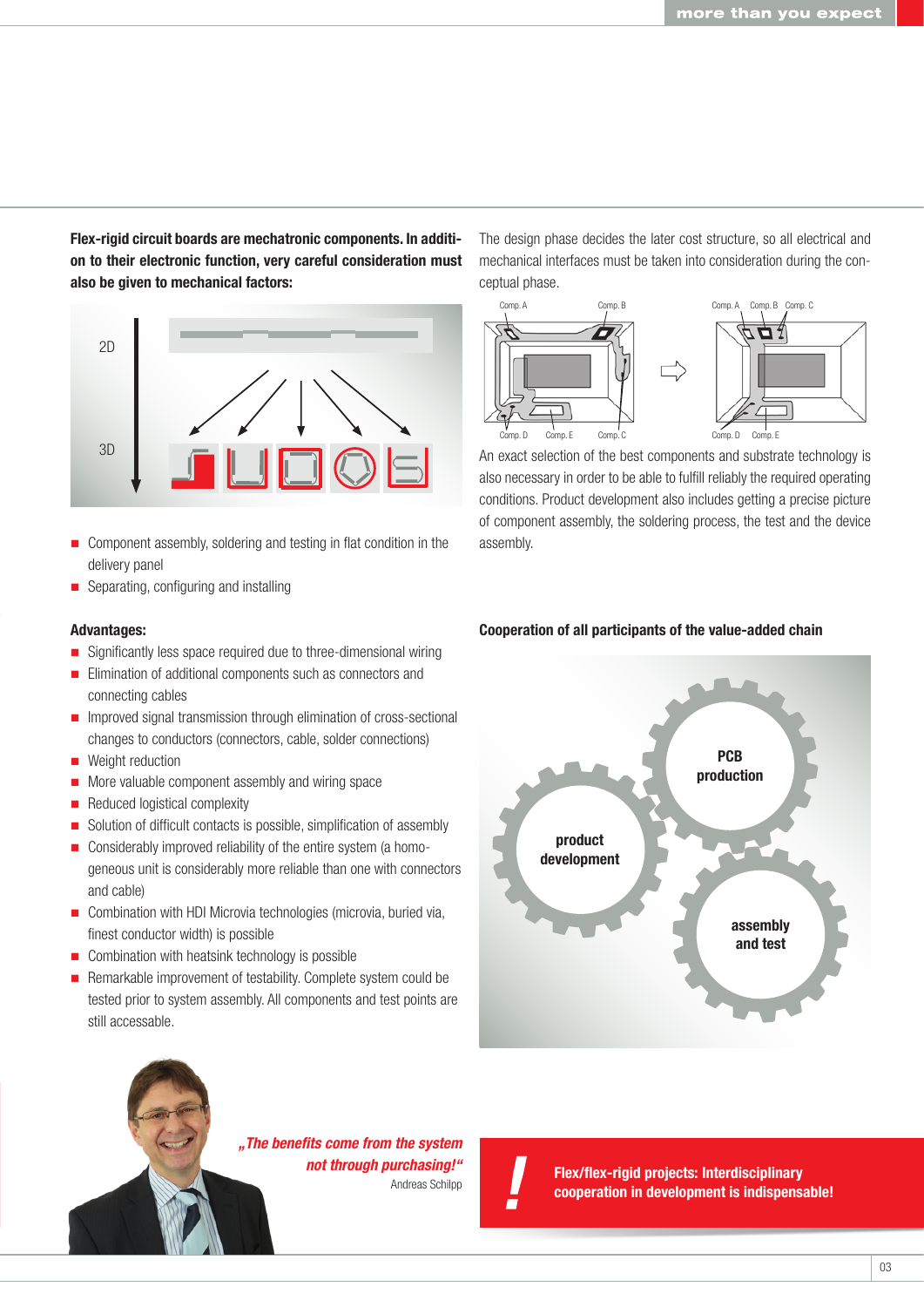**Flex-rigid circuit boards are mechatronic components. In addition to their electronic function, very careful consideration must also be given to mechanical factors:**

2D

3D

- Component assembly, soldering and testing in flat condition in the delivery panel
- Separating, configuring and installing

### Advantages:

- Significantly less space required due to three-dimensional wiring
- Elimination of additional components such as connectors and connecting cables
- Improved signal transmission through elimination of cross-sectional changes to conductors (connectors, cable, solder connections)
- Weight reduction
- More valuable component assembly and wiring space
- Reduced logistical complexity
- Solution of difficult contacts is possible, simplification of assembly
- Considerably improved reliability of the entire system (a homogeneous unit is considerably more reliable than one with connectors and cable)
- Combination with HDI Microvia technologies (microvia, buried via, finest conductor width) is possible
- Combination with heatsink technology is possible
- Remarkable improvement of testability. Complete system could be tested prior to system assembly. All components and test points are still accessable.

The design phase decides the later cost structure, so all electrical and mechanical interfaces must be taken into consideration during the conceptual phase.

Comp. A Comp. B Comp. D Comp. E Comp. C → Comp. A Comp. B Comp. C Comp. D Comp. E

An exact selection of the best components and substrate technology is also necessary in order to be able to fulfill reliably the required operating conditions. Product development also includes getting a precise picture of component assembly, the soldering process, the test and the device assembly.

### Cooperation of all participants of the value-added chain

product development – PCB production – assembly and test

*„The benefits come from the system not through purchasing!"*
Andreas Schilpp

**! Flex/flex-rigid projects: Interdisciplinary cooperation in development is indispensable!**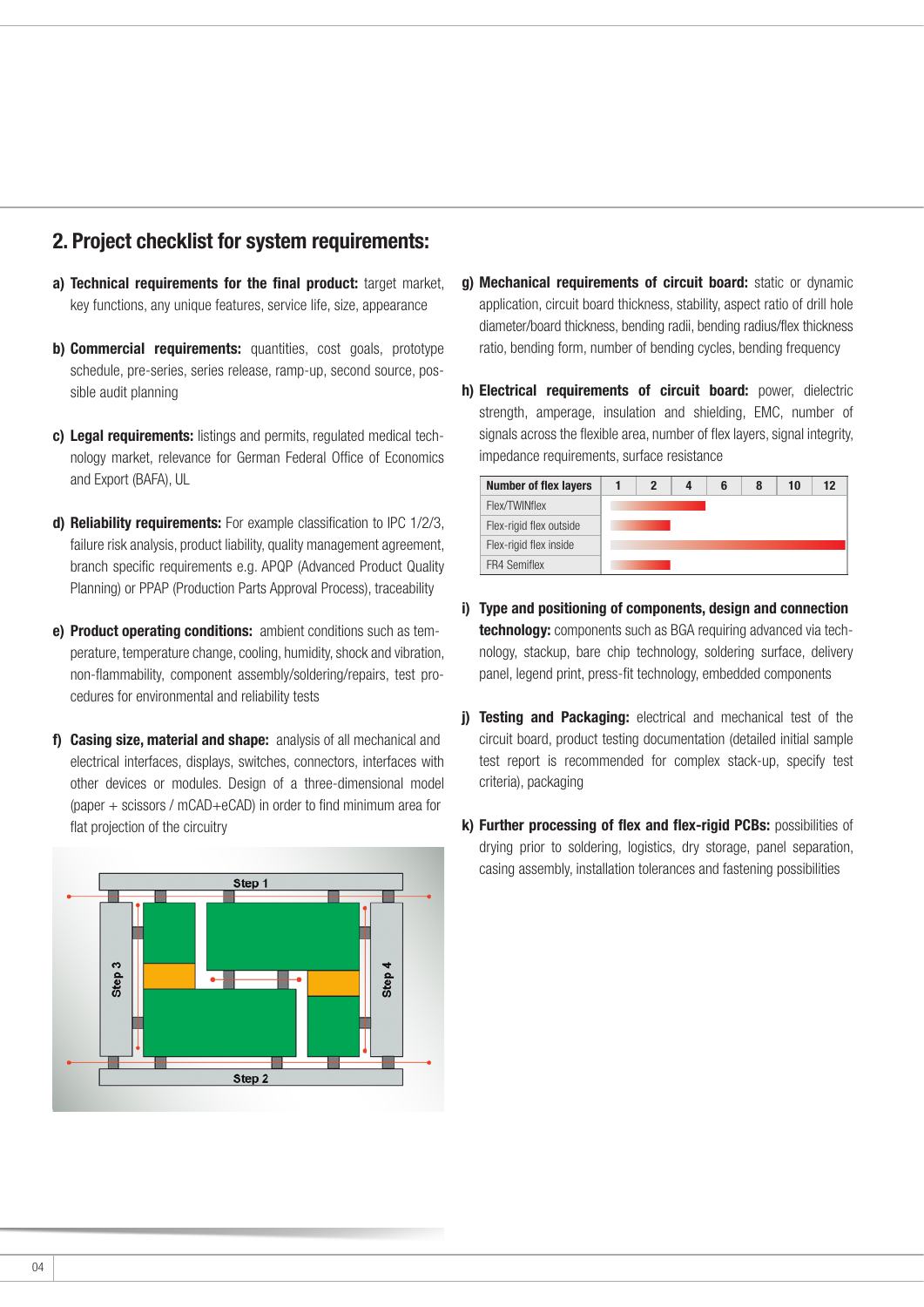## 2. Project checklist for system requirements:

**a) Technical requirements for the final product:** target market, key functions, any unique features, service life, size, appearance

**b) Commercial requirements:** quantities, cost goals, prototype schedule, pre-series, series release, ramp-up, second source, possible audit planning

**c) Legal requirements:** listings and permits, regulated medical technology market, relevance for German Federal Office of Economics and Export (BAFA), UL

**d) Reliability requirements:** For example classification to IPC 1/2/3, failure risk analysis, product liability, quality management agreement, branch specific requirements e.g. APQP (Advanced Product Quality Planning) or PPAP (Production Parts Approval Process), traceability

**e) Product operating conditions:** ambient conditions such as temperature, temperature change, cooling, humidity, shock and vibration, non-flammability, component assembly/soldering/repairs, test procedures for environmental and reliability tests

**f) Casing size, material and shape:** analysis of all mechanical and electrical interfaces, displays, switches, connectors, interfaces with other devices or modules. Design of a three-dimensional model (paper + scissors / mCAD+eCAD) in order to find minimum area for flat projection of the circuitry

**g) Mechanical requirements of circuit board:** static or dynamic application, circuit board thickness, stability, aspect ratio of drill hole diameter/board thickness, bending radii, bending radius/flex thickness ratio, bending form, number of bending cycles, bending frequency

**h) Electrical requirements of circuit board:** power, dielectric strength, amperage, insulation and shielding, EMC, number of signals across the flexible area, number of flex layers, signal integrity, impedance requirements, surface resistance

| Number of flex layers | 1 | 2 | 4 | 6 | 8 | 10 | 12 |
|---|---|---|---|---|---|---|---|
| Flex/TWINflex | | | | | | | |
| Flex-rigid flex outside | | | | | | | |
| Flex-rigid flex inside | | | | | | | |
| FR4 Semiflex | | | | | | | |

**i) Type and positioning of components, design and connection technology:** components such as BGA requiring advanced via technology, stackup, bare chip technology, soldering surface, delivery panel, legend print, press-fit technology, embedded components

**j) Testing and Packaging:** electrical and mechanical test of the circuit board, product testing documentation (detailed initial sample test report is recommended for complex stack-up, specify test criteria), packaging

**k) Further processing of flex and flex-rigid PCBs:** possibilities of drying prior to soldering, logistics, dry storage, panel separation, casing assembly, installation tolerances and fastening possibilities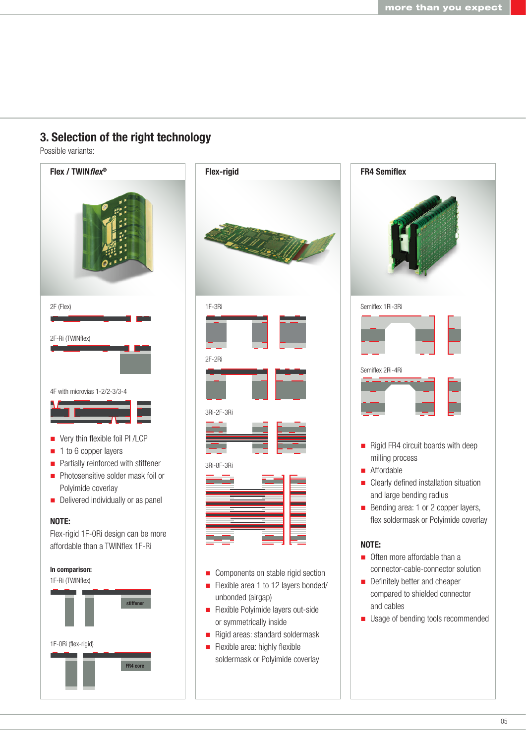## 3. Selection of the right technology

Possible variants:

### Flex / TWIN*flex*®

2F (Flex)

2F-Ri (TWINflex)

4F with microvias 1-2/2-3/3-4

- Very thin flexible foil PI /LCP
- 1 to 6 copper layers
- Partially reinforced with stiffener
- Photosensitive solder mask foil or Polyimide coverlay
- Delivered individually or as panel

**NOTE:**

Flex-rigid 1F-0Ri design can be more affordable than a TWINflex 1F-Ri

**In comparison:**

1F-Ri (TWINflex)

stiffener

1F-0Ri (flex-rigid)

FR4 core

### Flex-rigid

1F-3Ri

2F-2Ri

3Ri-2F-3Ri

3Ri-8F-3Ri

- Components on stable rigid section
- Flexible area 1 to 12 layers bonded/ unbonded (airgap)
- Flexible Polyimide layers out-side or symmetrically inside
- Rigid areas: standard soldermask
- Flexible area: highly flexible soldermask or Polyimide coverlay

### FR4 Semiflex

Semiflex 1Ri-3Ri

Semiflex 2Ri-4Ri

- Rigid FR4 circuit boards with deep milling process
- Affordable
- Clearly defined installation situation and large bending radius
- Bending area: 1 or 2 copper layers, flex soldermask or Polyimide coverlay

**NOTE:**

- Often more affordable than a connector-cable-connector solution
- Definitely better and cheaper compared to shielded connector and cables
- Usage of bending tools recommended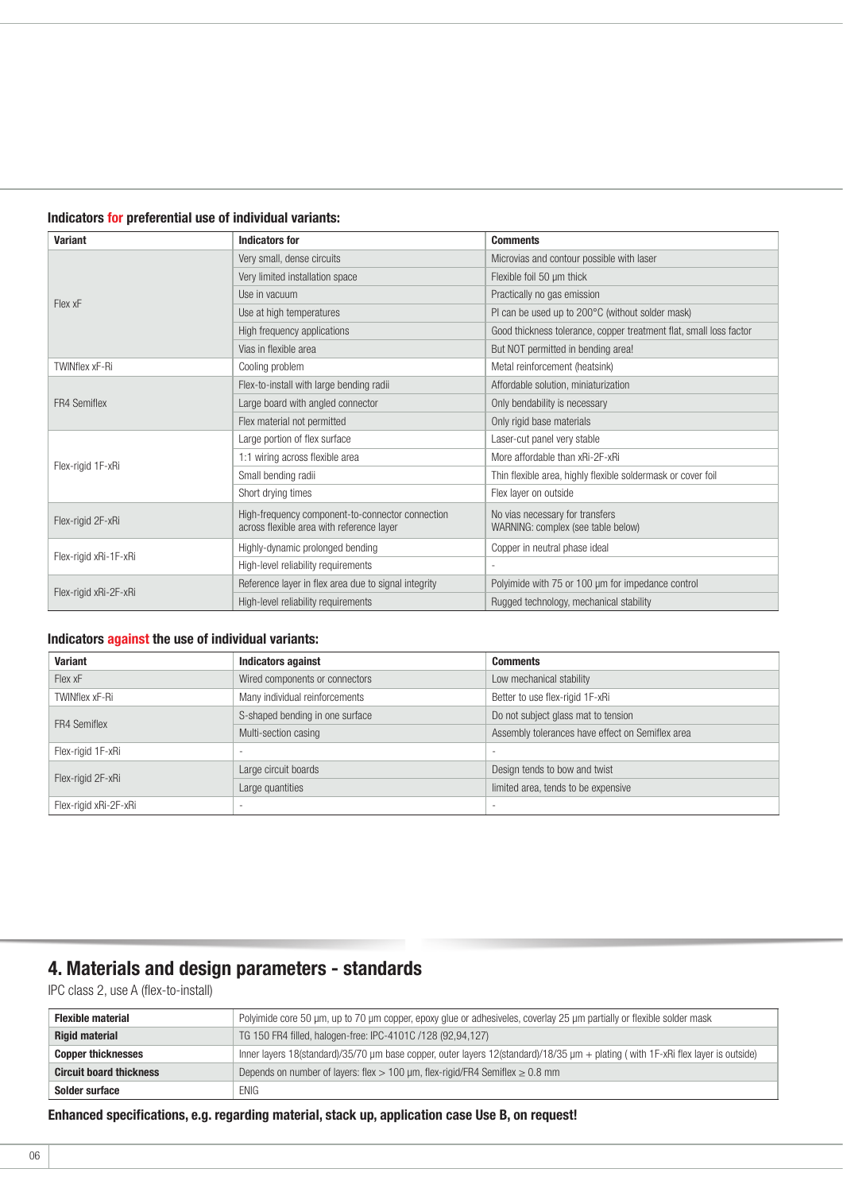### Indicators for preferential use of individual variants:

| Variant | Indicators for | Comments |
|---|---|---|
| Flex xF | Very small, dense circuits | Microvias and contour possible with laser |
| | Very limited installation space | Flexible foil 50 µm thick |
| | Use in vacuum | Practically no gas emission |
| | Use at high temperatures | PI can be used up to 200°C (without solder mask) |
| | High frequency applications | Good thickness tolerance, copper treatment flat, small loss factor |
| | Vias in flexible area | But NOT permitted in bending area! |
| TWINflex xF-Ri | Cooling problem | Metal reinforcement (heatsink) |
| FR4 Semiflex | Flex-to-install with large bending radii | Affordable solution, miniaturization |
| | Large board with angled connector | Only bendability is necessary |
| | Flex material not permitted | Only rigid base materials |
| Flex-rigid 1F-xRi | Large portion of flex surface | Laser-cut panel very stable |
| | 1:1 wiring across flexible area | More affordable than xRi-2F-xRi |
| | Small bending radii | Thin flexible area, highly flexible soldermask or cover foil |
| | Short drying times | Flex layer on outside |
| Flex-rigid 2F-xRi | High-frequency component-to-connector connection across flexible area with reference layer | No vias necessary for transfers WARNING: complex (see table below) |
| Flex-rigid xRi-1F-xRi | Highly-dynamic prolonged bending | Copper in neutral phase ideal |
| | High-level reliability requirements | - |
| Flex-rigid xRi-2F-xRi | Reference layer in flex area due to signal integrity | Polyimide with 75 or 100 µm for impedance control |
| | High-level reliability requirements | Rugged technology, mechanical stability |

### Indicators against the use of individual variants:

| Variant | Indicators against | Comments |
|---|---|---|
| Flex xF | Wired components or connectors | Low mechanical stability |
| TWINflex xF-Ri | Many individual reinforcements | Better to use flex-rigid 1F-xRi |
| FR4 Semiflex | S-shaped bending in one surface | Do not subject glass mat to tension |
| | Multi-section casing | Assembly tolerances have effect on Semiflex area |
| Flex-rigid 1F-xRi | - | - |
| Flex-rigid 2F-xRi | Large circuit boards | Design tends to bow and twist |
| | Large quantities | limited area, tends to be expensive |
| Flex-rigid xRi-2F-xRi | - | - |

## 4. Materials and design parameters - standards

IPC class 2, use A (flex-to-install)

| | |
|---|---|
| **Flexible material** | Polyimide core 50 µm, up to 70 µm copper, epoxy glue or adhesiveles, coverlay 25 µm partially or flexible solder mask |
| **Rigid material** | TG 150 FR4 filled, halogen-free: IPC-4101C /128 (92,94,127) |
| **Copper thicknesses** | Inner layers 18(standard)/35/70 µm base copper, outer layers 12(standard)/18/35 µm + plating ( with 1F-xRi flex layer is outside) |
| **Circuit board thickness** | Depends on number of layers: flex > 100 µm, flex-rigid/FR4 Semiflex ≥ 0.8 mm |
| **Solder surface** | ENIG |

**Enhanced specifications, e.g. regarding material, stack up, application case Use B, on request!**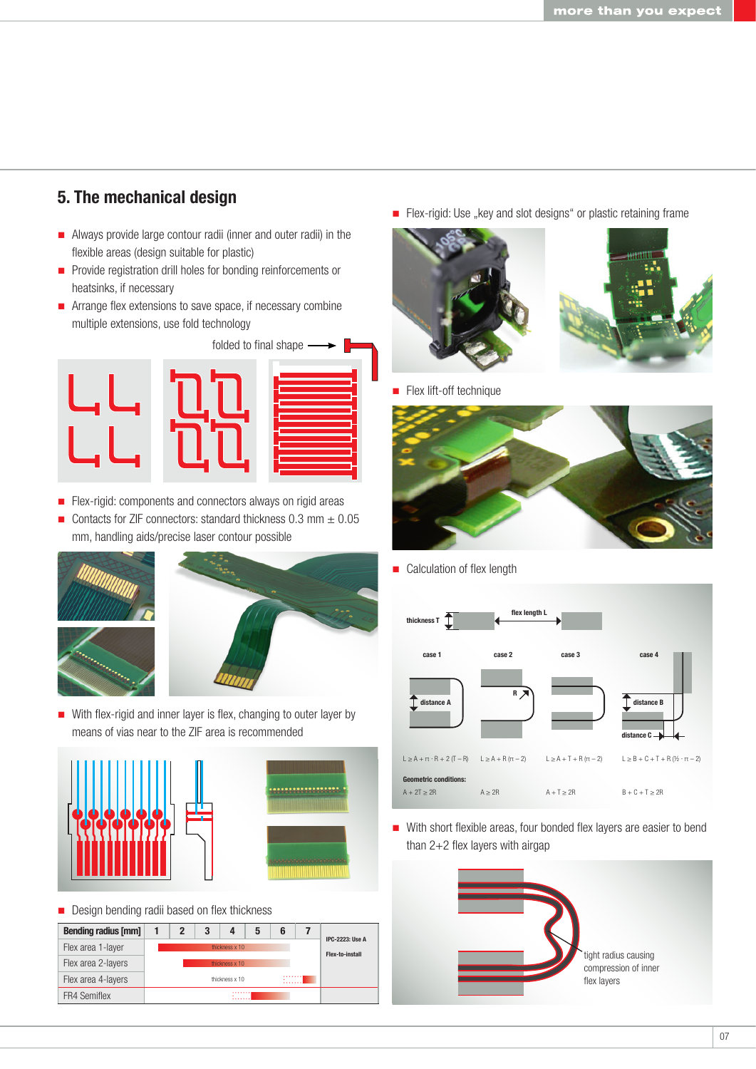## 5. The mechanical design

- Always provide large contour radii (inner and outer radii) in the flexible areas (design suitable for plastic)
- Provide registration drill holes for bonding reinforcements or heatsinks, if necessary
- Arrange flex extensions to save space, if necessary combine multiple extensions, use fold technology

folded to final shape

- Flex-rigid: components and connectors always on rigid areas
- Contacts for ZIF connectors: standard thickness 0.3 mm ± 0.05 mm, handling aids/precise laser contour possible

- With flex-rigid and inner layer is flex, changing to outer layer by means of vias near to the ZIF area is recommended

- Design bending radii based on flex thickness

| Bending radius [mm] | 1 | 2 | 3 | 4 | 5 | 6 | 7 | |
|---|---|---|---|---|---|---|---|---|
| Flex area 1-layer | thickness x 10 | | | | | | | IPC-2223: Use A Flex-to-install |
| Flex area 2-layers | thickness x 10 | | | | | | | |
| Flex area 4-layers | thickness x 10 | | | | | | | |
| FR4 Semiflex | | | | | | | | |

- Flex-rigid: Use „key and slot designs" or plastic retaining frame

- Flex lift-off technique

- Calculation of flex length

thickness T — flex length L

| case 1 | case 2 | case 3 | case 4 |
|---|---|---|---|
| distance A | R | | distance B, distance C |
| $L \geq A + \pi \cdot R + 2(T - R)$ | $L \geq A + R(\pi - 2)$ | $L \geq A + T + R(\pi - 2)$ | $L \geq B + C + T + R(½ \cdot \pi - 2)$ |

Geometric conditions:

| case 1 | case 2 | case 3 | case 4 |
|---|---|---|---|
| $A + 2T \geq 2R$ | $A \geq 2R$ | $A + T \geq 2R$ | $B + C + T \geq 2R$ |

- With short flexible areas, four bonded flex layers are easier to bend than 2+2 flex layers with airgap

tight radius causing compression of inner flex layers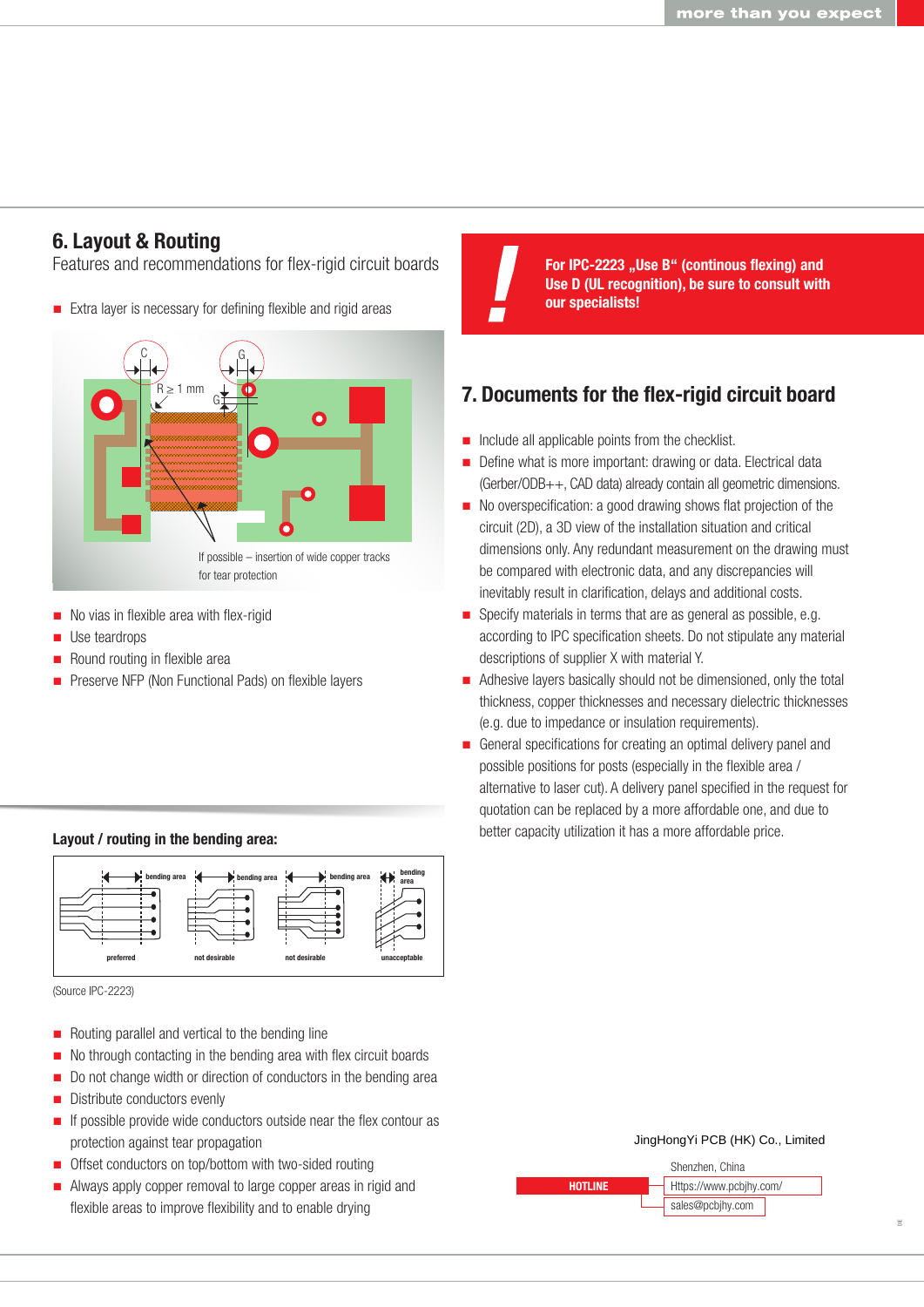## 6. Layout & Routing

Features and recommendations for flex-rigid circuit boards

- Extra layer is necessary for defining flexible and rigid areas

C

G

R ≥ 1 mm

G

If possible – insertion of wide copper tracks for tear protection

- No vias in flexible area with flex-rigid
- Use teardrops
- Round routing in flexible area
- Preserve NFP (Non Functional Pads) on flexible layers

**Layout / routing in the bending area:**

bending area

bending area

bending area

bending area

preferred

not desirable

not desirable

unacceptable

(Source IPC-2223)

- Routing parallel and vertical to the bending line
- No through contacting in the bending area with flex circuit boards
- Do not change width or direction of conductors in the bending area
- Distribute conductors evenly
- If possible provide wide conductors outside near the flex contour as protection against tear propagation
- Offset conductors on top/bottom with two-sided routing
- Always apply copper removal to large copper areas in rigid and flexible areas to improve flexibility and to enable drying

**!** **For IPC-2223 „Use B“ (continous flexing) and Use D (UL recognition), be sure to consult with our specialists!**

## 7. Documents for the flex-rigid circuit board

- Include all applicable points from the checklist.
- Define what is more important: drawing or data. Electrical data (Gerber/ODB++, CAD data) already contain all geometric dimensions.
- No overspecification: a good drawing shows flat projection of the circuit (2D), a 3D view of the installation situation and critical dimensions only. Any redundant measurement on the drawing must be compared with electronic data, and any discrepancies will inevitably result in clarification, delays and additional costs.
- Specify materials in terms that are as general as possible, e.g. according to IPC specification sheets. Do not stipulate any material descriptions of supplier X with material Y.
- Adhesive layers basically should not be dimensioned, only the total thickness, copper thicknesses and necessary dielectric thicknesses (e.g. due to impedance or insulation requirements).
- General specifications for creating an optimal delivery panel and possible positions for posts (especially in the flexible area / alternative to laser cut). A delivery panel specified in the request for quotation can be replaced by a more affordable one, and due to better capacity utilization it has a more affordable price.

JingHongYi PCB (HK) Co., Limited

Shenzhen, China

| | |
|---|---|
| HOTLINE | Https://www.pcbjhy.com/ |
| | sales@pcbjhy.com |